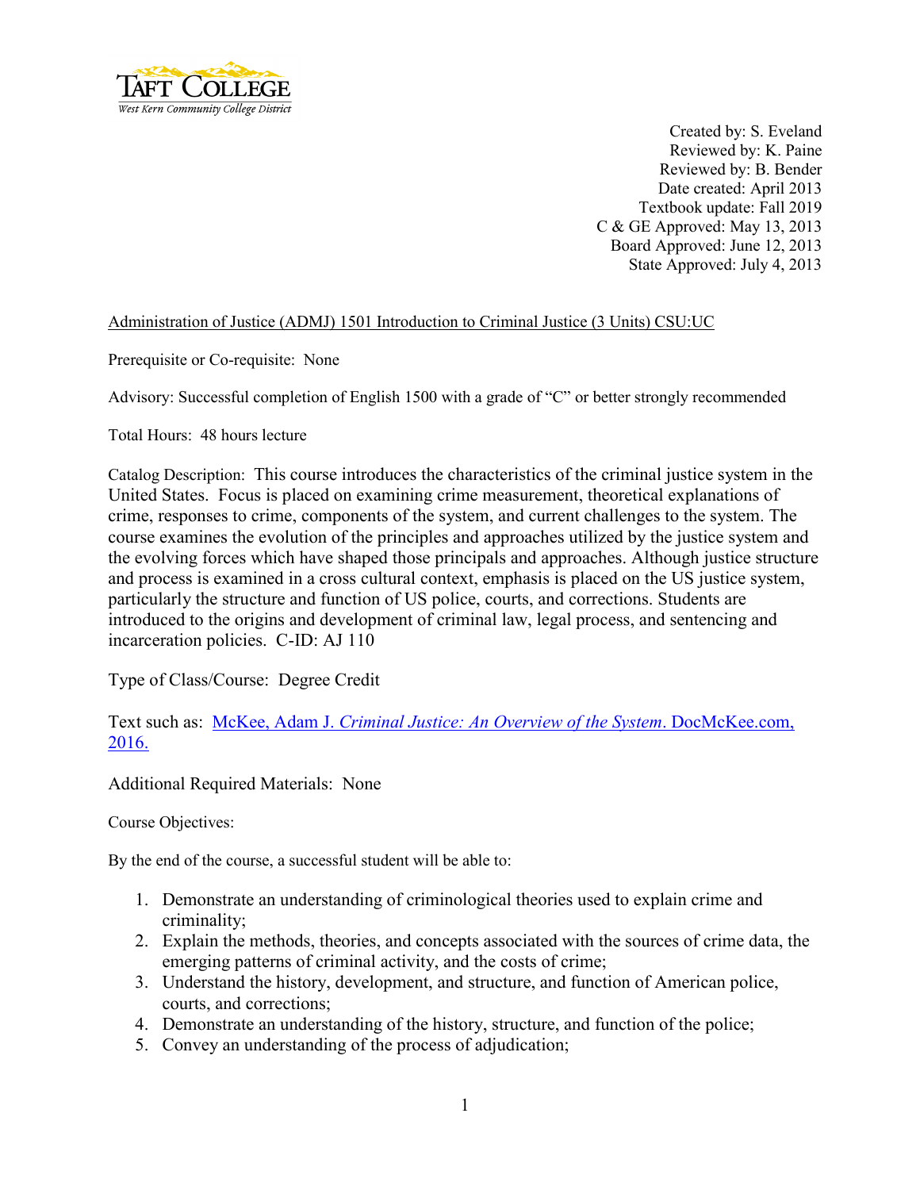TAFT COLLEGE
West Kern Community College District

Created by: S. Eveland
Reviewed by: K. Paine
Reviewed by: B. Bender
Date created: April 2013
Textbook update: Fall 2019
C & GE Approved: May 13, 2013
Board Approved: June 12, 2013
State Approved: July 4, 2013

Administration of Justice (ADMJ) 1501 Introduction to Criminal Justice (3 Units) CSU:UC

Prerequisite or Co-requisite: None

Advisory: Successful completion of English 1500 with a grade of "C" or better strongly recommended

Total Hours: 48 hours lecture

Catalog Description: This course introduces the characteristics of the criminal justice system in the United States. Focus is placed on examining crime measurement, theoretical explanations of crime, responses to crime, components of the system, and current challenges to the system. The course examines the evolution of the principles and approaches utilized by the justice system and the evolving forces which have shaped those principals and approaches. Although justice structure and process is examined in a cross cultural context, emphasis is placed on the US justice system, particularly the structure and function of US police, courts, and corrections. Students are introduced to the origins and development of criminal law, legal process, and sentencing and incarceration policies. C-ID: AJ 110

Type of Class/Course: Degree Credit

Text such as: McKee, Adam J. *Criminal Justice: An Overview of the System*. DocMcKee.com, 2016.

Additional Required Materials: None

Course Objectives:

By the end of the course, a successful student will be able to:

1. Demonstrate an understanding of criminological theories used to explain crime and criminality;
2. Explain the methods, theories, and concepts associated with the sources of crime data, the emerging patterns of criminal activity, and the costs of crime;
3. Understand the history, development, and structure, and function of American police, courts, and corrections;
4. Demonstrate an understanding of the history, structure, and function of the police;
5. Convey an understanding of the process of adjudication;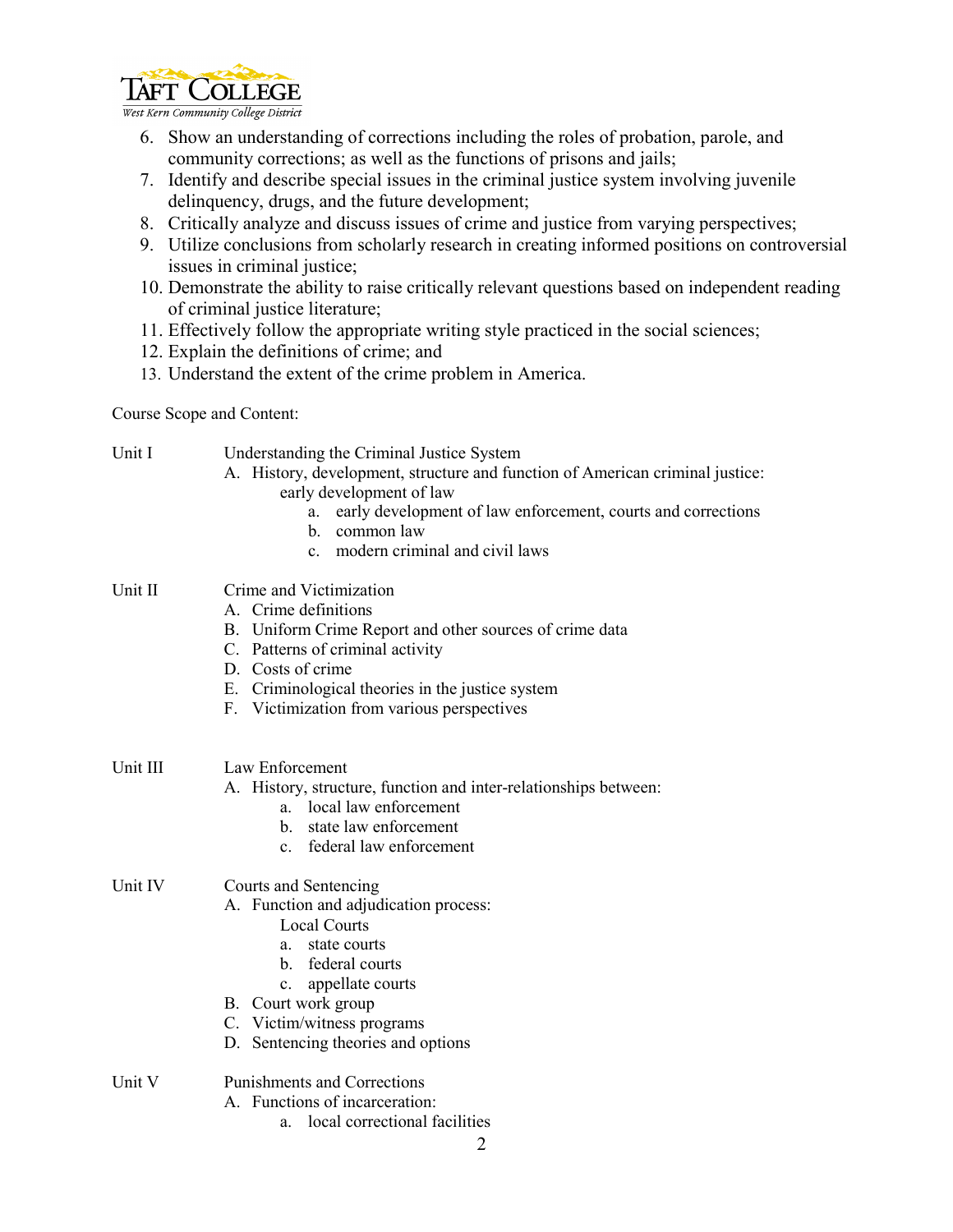6. Show an understanding of corrections including the roles of probation, parole, and community corrections; as well as the functions of prisons and jails;
7. Identify and describe special issues in the criminal justice system involving juvenile delinquency, drugs, and the future development;
8. Critically analyze and discuss issues of crime and justice from varying perspectives;
9. Utilize conclusions from scholarly research in creating informed positions on controversial issues in criminal justice;
10. Demonstrate the ability to raise critically relevant questions based on independent reading of criminal justice literature;
11. Effectively follow the appropriate writing style practiced in the social sciences;
12. Explain the definitions of crime; and
13. Understand the extent of the crime problem in America.

Course Scope and Content:

Unit I — Understanding the Criminal Justice System

- A. History, development, structure and function of American criminal justice:
  - early development of law
    - a. early development of law enforcement, courts and corrections
    - b. common law
    - c. modern criminal and civil laws

Unit II — Crime and Victimization

- A. Crime definitions
- B. Uniform Crime Report and other sources of crime data
- C. Patterns of criminal activity
- D. Costs of crime
- E. Criminological theories in the justice system
- F. Victimization from various perspectives

Unit III — Law Enforcement

- A. History, structure, function and inter-relationships between:
  - a. local law enforcement
  - b. state law enforcement
  - c. federal law enforcement

Unit IV — Courts and Sentencing

- A. Function and adjudication process:
  - Local Courts
    - a. state courts
    - b. federal courts
    - c. appellate courts
- B. Court work group
- C. Victim/witness programs
- D. Sentencing theories and options

Unit V — Punishments and Corrections

- A. Functions of incarceration:
  - a. local correctional facilities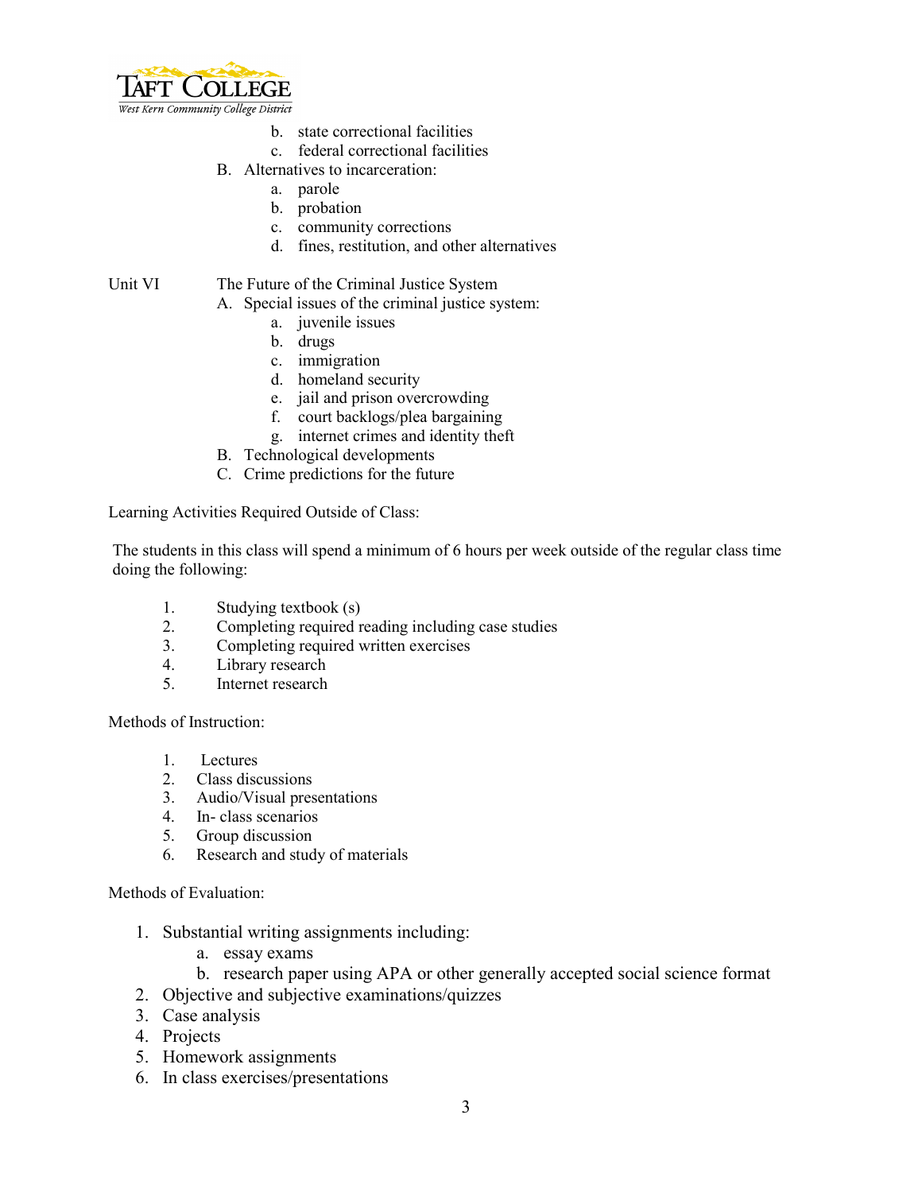b. state correctional facilities
c. federal correctional facilities

B. Alternatives to incarceration:
a. parole
b. probation
c. community corrections
d. fines, restitution, and other alternatives

Unit VI The Future of the Criminal Justice System

A. Special issues of the criminal justice system:
a. juvenile issues
b. drugs
c. immigration
d. homeland security
e. jail and prison overcrowding
f. court backlogs/plea bargaining
g. internet crimes and identity theft

B. Technological developments

C. Crime predictions for the future

Learning Activities Required Outside of Class:

The students in this class will spend a minimum of 6 hours per week outside of the regular class time doing the following:

1. Studying textbook (s)
2. Completing required reading including case studies
3. Completing required written exercises
4. Library research
5. Internet research

Methods of Instruction:

1. Lectures
2. Class discussions
3. Audio/Visual presentations
4. In- class scenarios
5. Group discussion
6. Research and study of materials

Methods of Evaluation:

1. Substantial writing assignments including:
   a. essay exams
   b. research paper using APA or other generally accepted social science format
2. Objective and subjective examinations/quizzes
3. Case analysis
4. Projects
5. Homework assignments
6. In class exercises/presentations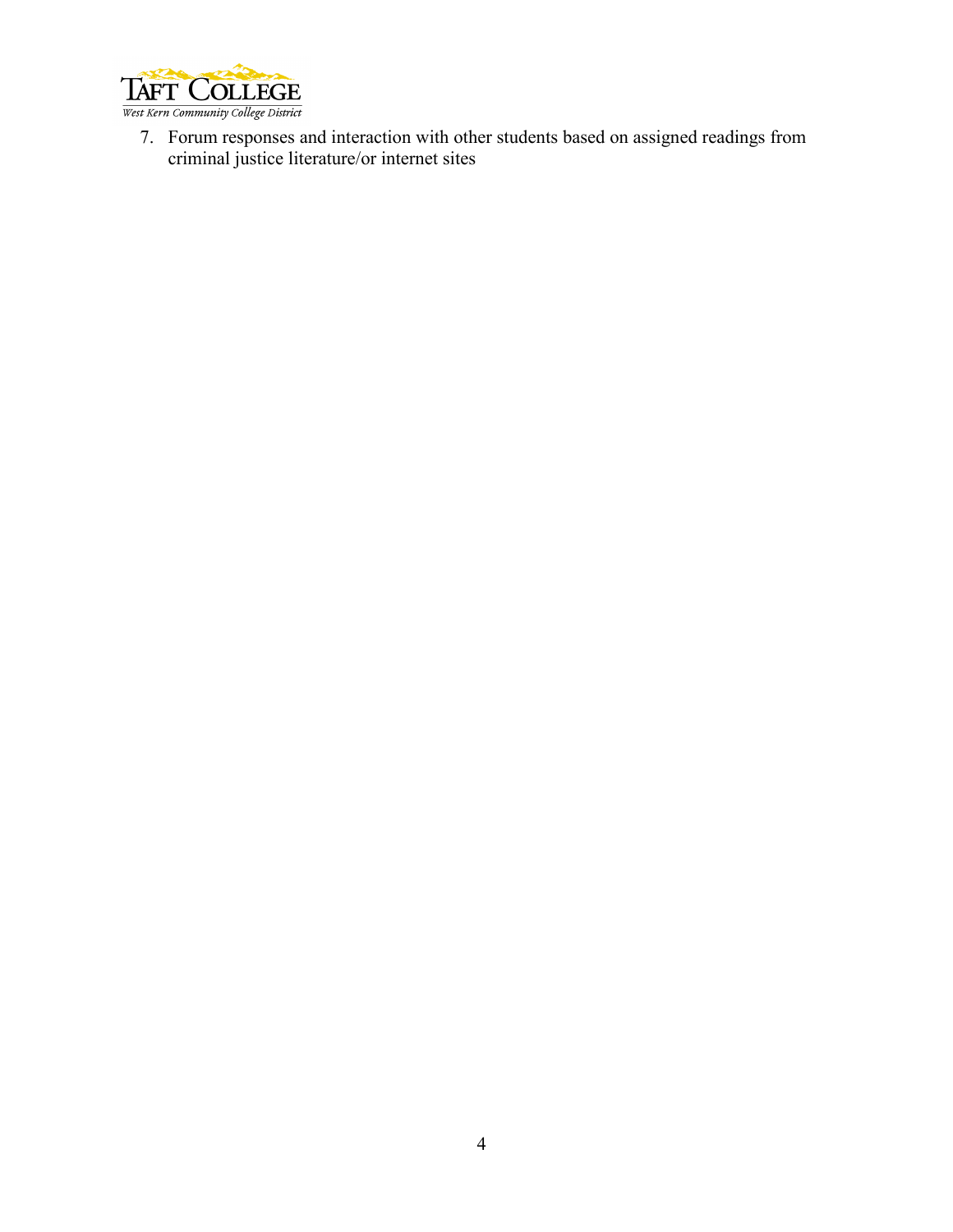7. Forum responses and interaction with other students based on assigned readings from criminal justice literature/or internet sites